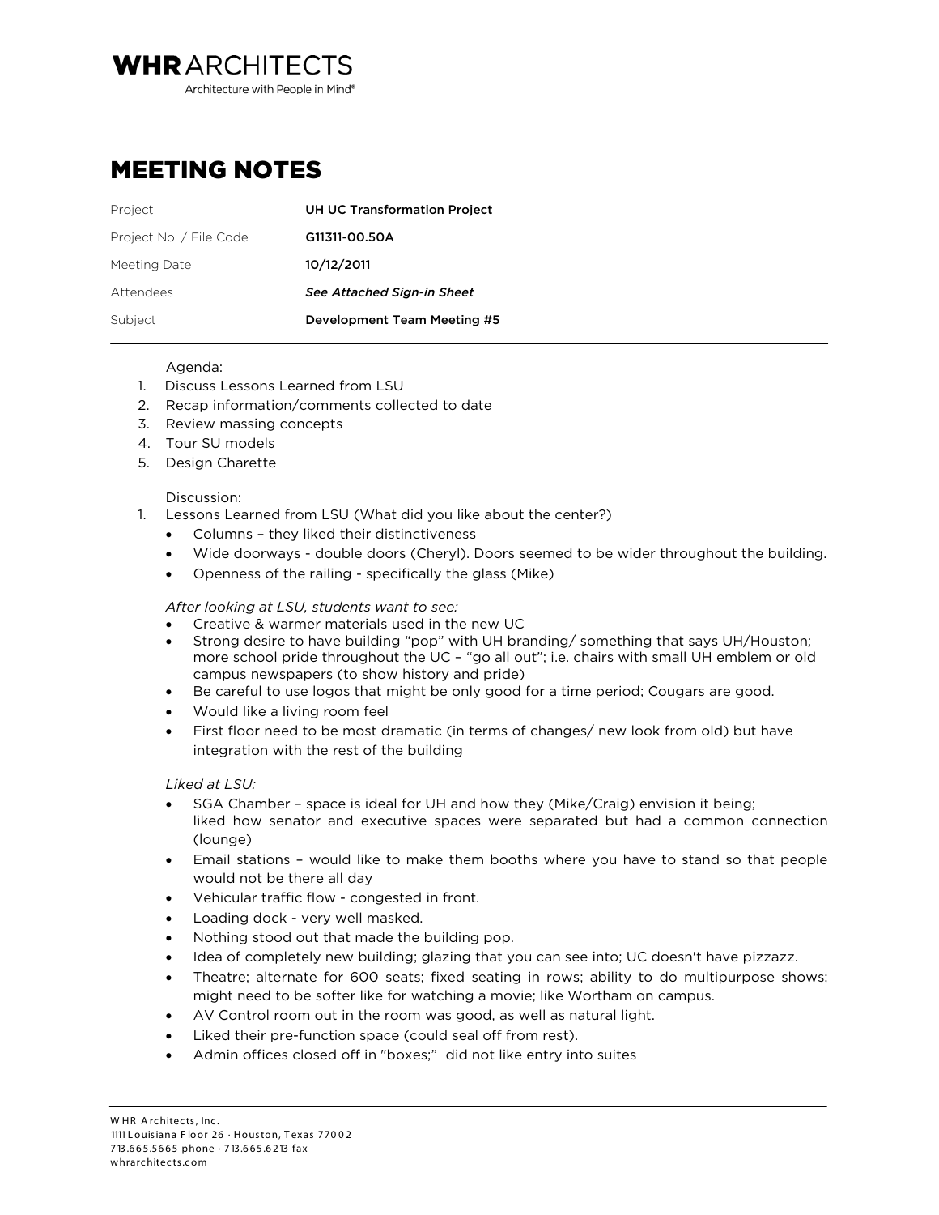**WHR ARCHITECTS**
Architecture with People in Mind®

# MEETING NOTES

| | |
|---|---|
| Project | **UH UC Transformation Project** |
| Project No. / File Code | **G11311-00.50A** |
| Meeting Date | **10/12/2011** |
| Attendees | ***See Attached Sign-in Sheet*** |
| Subject | **Development Team Meeting #5** |

Agenda:

1. Discuss Lessons Learned from LSU
2. Recap information/comments collected to date
3. Review massing concepts
4. Tour SU models
5. Design Charette

Discussion:

1. Lessons Learned from LSU (What did you like about the center?)
   - Columns – they liked their distinctiveness
   - Wide doorways - double doors (Cheryl). Doors seemed to be wider throughout the building.
   - Openness of the railing - specifically the glass (Mike)

   *After looking at LSU, students want to see:*
   - Creative & warmer materials used in the new UC
   - Strong desire to have building "pop" with UH branding/ something that says UH/Houston; more school pride throughout the UC – "go all out"; i.e. chairs with small UH emblem or old campus newspapers (to show history and pride)
   - Be careful to use logos that might be only good for a time period; Cougars are good.
   - Would like a living room feel
   - First floor need to be most dramatic (in terms of changes/ new look from old) but have integration with the rest of the building

   *Liked at LSU:*
   - SGA Chamber – space is ideal for UH and how they (Mike/Craig) envision it being; liked how senator and executive spaces were separated but had a common connection (lounge)
   - Email stations – would like to make them booths where you have to stand so that people would not be there all day
   - Vehicular traffic flow - congested in front.
   - Loading dock - very well masked.
   - Nothing stood out that made the building pop.
   - Idea of completely new building; glazing that you can see into; UC doesn't have pizzazz.
   - Theatre; alternate for 600 seats; fixed seating in rows; ability to do multipurpose shows; might need to be softer like for watching a movie; like Wortham on campus.
   - AV Control room out in the room was good, as well as natural light.
   - Liked their pre-function space (could seal off from rest).
   - Admin offices closed off in "boxes;" did not like entry into suites

W H R Architects, Inc.
1111 Louisiana Floor 26 · Houston, Texas 77002
713.665.5665 phone · 713.665.6213 fax
whrarchitects.com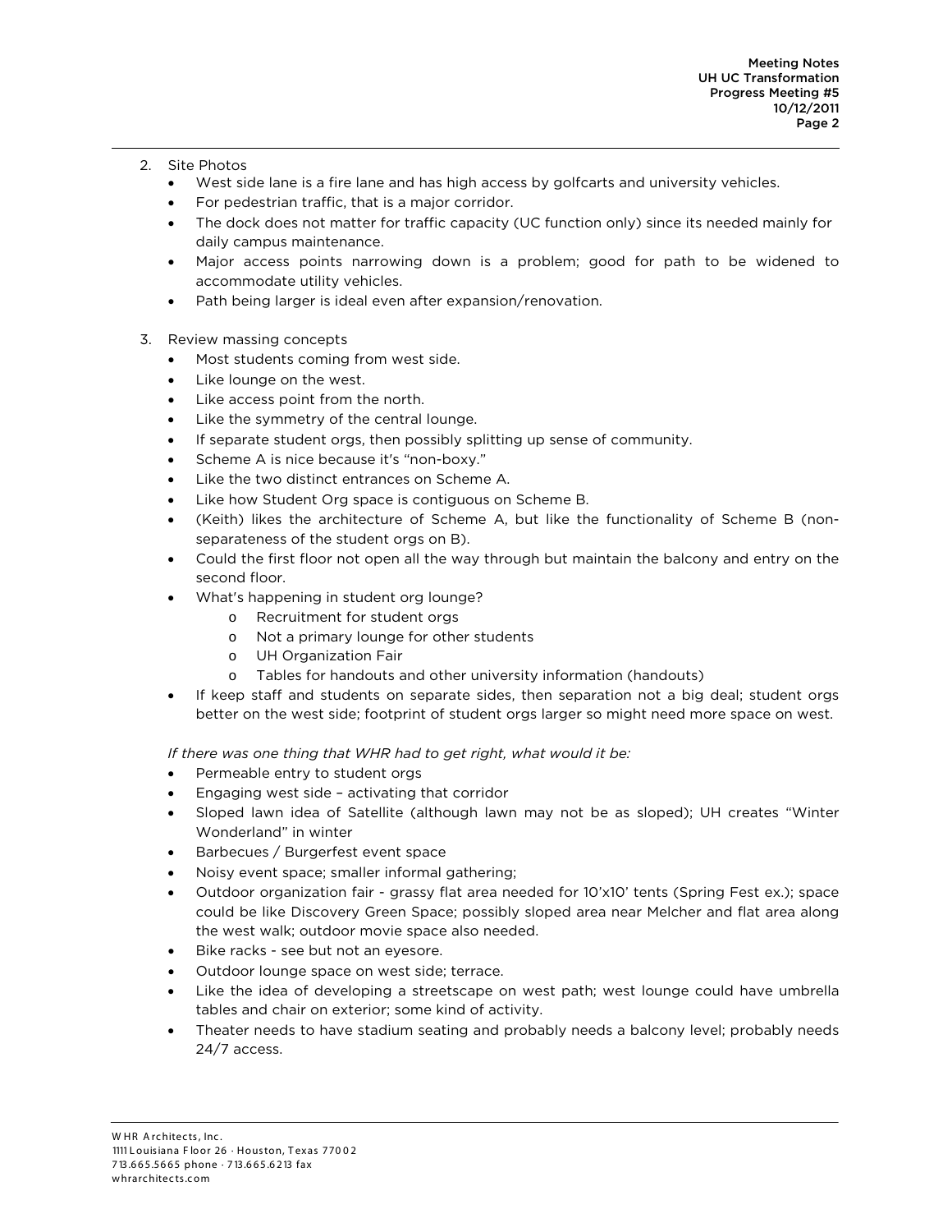2. Site Photos
   - West side lane is a fire lane and has high access by golfcarts and university vehicles.
   - For pedestrian traffic, that is a major corridor.
   - The dock does not matter for traffic capacity (UC function only) since its needed mainly for daily campus maintenance.
   - Major access points narrowing down is a problem; good for path to be widened to accommodate utility vehicles.
   - Path being larger is ideal even after expansion/renovation.

3. Review massing concepts
   - Most students coming from west side.
   - Like lounge on the west.
   - Like access point from the north.
   - Like the symmetry of the central lounge.
   - If separate student orgs, then possibly splitting up sense of community.
   - Scheme A is nice because it's "non-boxy."
   - Like the two distinct entrances on Scheme A.
   - Like how Student Org space is contiguous on Scheme B.
   - (Keith) likes the architecture of Scheme A, but like the functionality of Scheme B (non-separateness of the student orgs on B).
   - Could the first floor not open all the way through but maintain the balcony and entry on the second floor.
   - What's happening in student org lounge?
     - Recruitment for student orgs
     - Not a primary lounge for other students
     - UH Organization Fair
     - Tables for handouts and other university information (handouts)
   - If keep staff and students on separate sides, then separation not a big deal; student orgs better on the west side; footprint of student orgs larger so might need more space on west.

   *If there was one thing that WHR had to get right, what would it be:*

   - Permeable entry to student orgs
   - Engaging west side – activating that corridor
   - Sloped lawn idea of Satellite (although lawn may not be as sloped); UH creates "Winter Wonderland" in winter
   - Barbecues / Burgerfest event space
   - Noisy event space; smaller informal gathering;
   - Outdoor organization fair - grassy flat area needed for 10'x10' tents (Spring Fest ex.); space could be like Discovery Green Space; possibly sloped area near Melcher and flat area along the west walk; outdoor movie space also needed.
   - Bike racks - see but not an eyesore.
   - Outdoor lounge space on west side; terrace.
   - Like the idea of developing a streetscape on west path; west lounge could have umbrella tables and chair on exterior; some kind of activity.
   - Theater needs to have stadium seating and probably needs a balcony level; probably needs 24/7 access.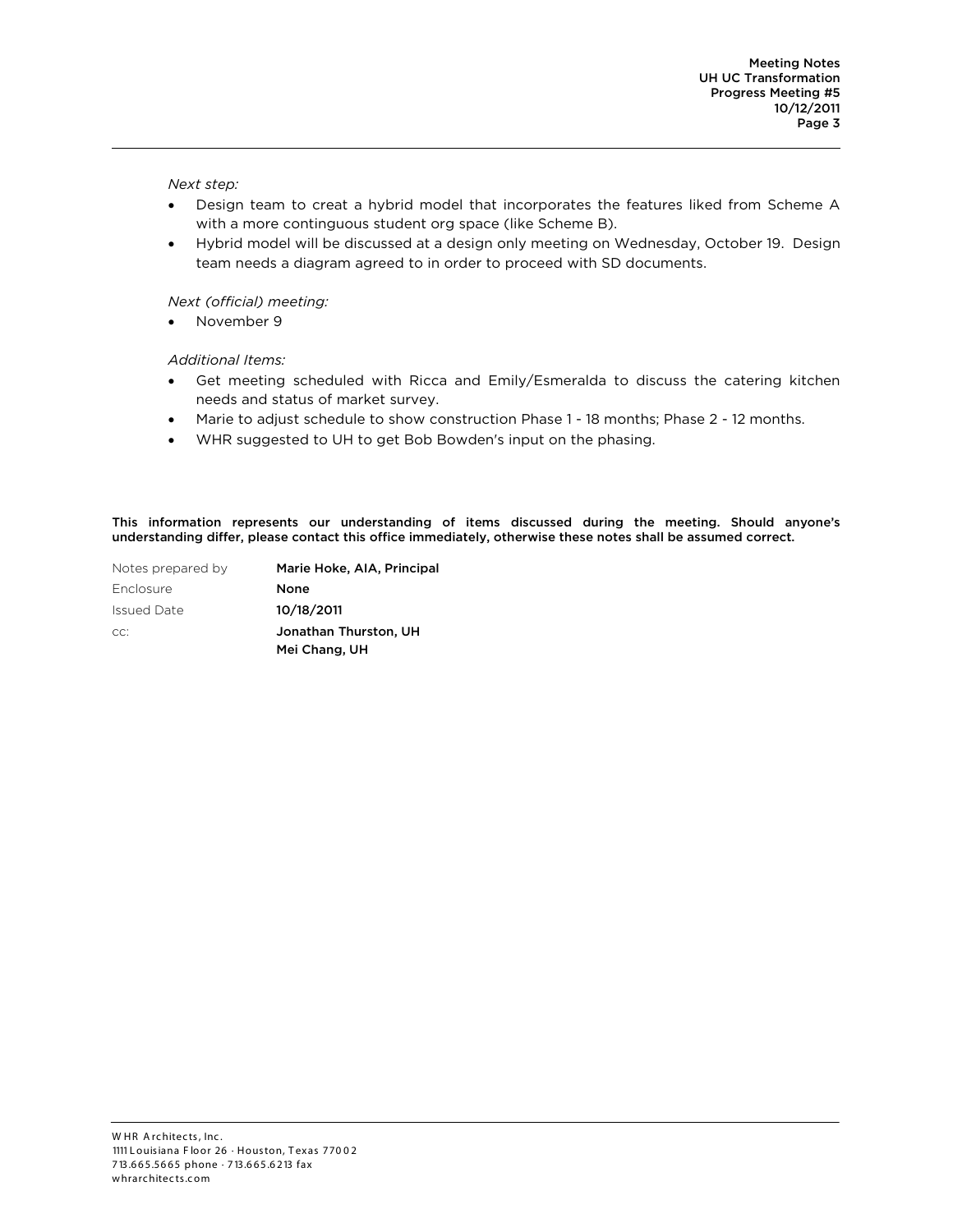*Next step:*

- Design team to creat a hybrid model that incorporates the features liked from Scheme A with a more continguous student org space (like Scheme B).
- Hybrid model will be discussed at a design only meeting on Wednesday, October 19. Design team needs a diagram agreed to in order to proceed with SD documents.

*Next (official) meeting:*

- November 9

*Additional Items:*

- Get meeting scheduled with Ricca and Emily/Esmeralda to discuss the catering kitchen needs and status of market survey.
- Marie to adjust schedule to show construction Phase 1 - 18 months; Phase 2 - 12 months.
- WHR suggested to UH to get Bob Bowden's input on the phasing.

**This information represents our understanding of items discussed during the meeting. Should anyone's understanding differ, please contact this office immediately, otherwise these notes shall be assumed correct.**

| | |
|---|---|
| Notes prepared by | **Marie Hoke, AIA, Principal** |
| Enclosure | **None** |
| Issued Date | **10/18/2011** |
| cc: | **Jonathan Thurston, UH**<br>**Mei Chang, UH** |

W HR Architects, Inc.
1111 Louisiana Floor 26 · Houston, Texas 77002
713.665.5665 phone · 713.665.6213 fax
whrarchitects.com